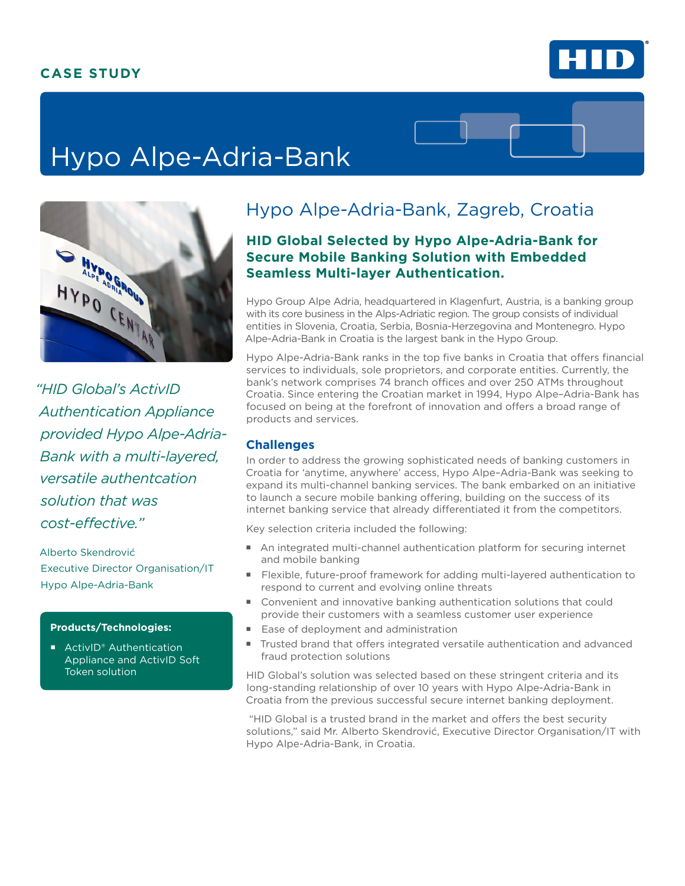**CASE STUDY**

# Hypo Alpe-Adria-Bank

## Hypo Alpe-Adria-Bank, Zagreb, Croatia

### HID Global Selected by Hypo Alpe-Adria-Bank for Secure Mobile Banking Solution with Embedded Seamless Multi-layer Authentication.

Hypo Group Alpe Adria, headquartered in Klagenfurt, Austria, is a banking group with its core business in the Alps-Adriatic region. The group consists of individual entities in Slovenia, Croatia, Serbia, Bosnia-Herzegovina and Montenegro. Hypo Alpe-Adria-Bank in Croatia is the largest bank in the Hypo Group.

Hypo Alpe-Adria-Bank ranks in the top five banks in Croatia that offers financial services to individuals, sole proprietors, and corporate entities. Currently, the bank's network comprises 74 branch offices and over 250 ATMs throughout Croatia. Since entering the Croatian market in 1994, Hypo Alpe–Adria-Bank has focused on being at the forefront of innovation and offers a broad range of products and services.

*"HID Global's ActivID Authentication Appliance provided Hypo Alpe-Adria-Bank with a multi-layered, versatile authentcation solution that was cost-effective."*

Alberto Skendrović
Executive Director Organisation/IT
Hypo Alpe-Adria-Bank

**Products/Technologies:**

- ActivID® Authentication Appliance and ActivID Soft Token solution

### Challenges

In order to address the growing sophisticated needs of banking customers in Croatia for 'anytime, anywhere' access, Hypo Alpe–Adria-Bank was seeking to expand its multi-channel banking services. The bank embarked on an initiative to launch a secure mobile banking offering, building on the success of its internet banking service that already differentiated it from the competitors.

Key selection criteria included the following:

- An integrated multi-channel authentication platform for securing internet and mobile banking
- Flexible, future-proof framework for adding multi-layered authentication to respond to current and evolving online threats
- Convenient and innovative banking authentication solutions that could provide their customers with a seamless customer user experience
- Ease of deployment and administration
- Trusted brand that offers integrated versatile authentication and advanced fraud protection solutions

HID Global's solution was selected based on these stringent criteria and its long-standing relationship of over 10 years with Hypo Alpe-Adria-Bank in Croatia from the previous successful secure internet banking deployment.

"HID Global is a trusted brand in the market and offers the best security solutions," said Mr. Alberto Skendrović, Executive Director Organisation/IT with Hypo Alpe-Adria-Bank, in Croatia.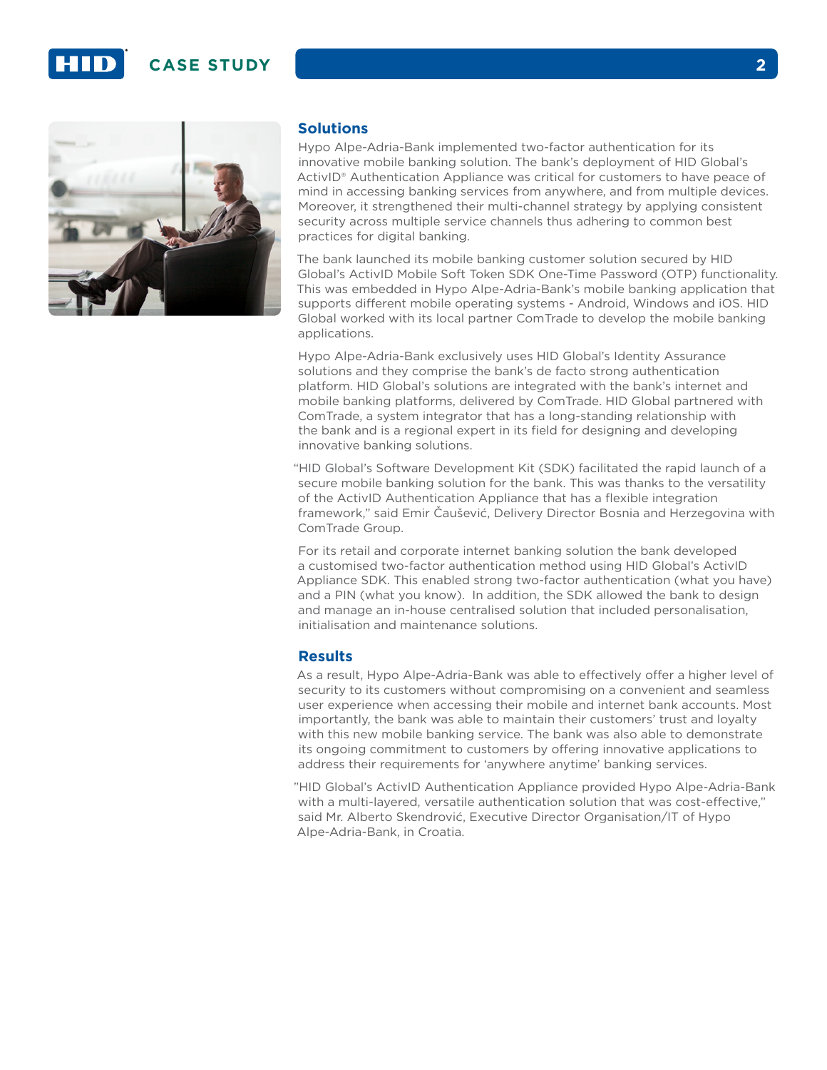## Solutions

Hypo Alpe-Adria-Bank implemented two-factor authentication for its innovative mobile banking solution. The bank's deployment of HID Global's ActivID® Authentication Appliance was critical for customers to have peace of mind in accessing banking services from anywhere, and from multiple devices. Moreover, it strengthened their multi-channel strategy by applying consistent security across multiple service channels thus adhering to common best practices for digital banking.

The bank launched its mobile banking customer solution secured by HID Global's ActivID Mobile Soft Token SDK One-Time Password (OTP) functionality. This was embedded in Hypo Alpe-Adria-Bank's mobile banking application that supports different mobile operating systems - Android, Windows and iOS. HID Global worked with its local partner ComTrade to develop the mobile banking applications.

Hypo Alpe-Adria-Bank exclusively uses HID Global's Identity Assurance solutions and they comprise the bank's de facto strong authentication platform. HID Global's solutions are integrated with the bank's internet and mobile banking platforms, delivered by ComTrade. HID Global partnered with ComTrade, a system integrator that has a long-standing relationship with the bank and is a regional expert in its field for designing and developing innovative banking solutions.

"HID Global's Software Development Kit (SDK) facilitated the rapid launch of a secure mobile banking solution for the bank. This was thanks to the versatility of the ActivID Authentication Appliance that has a flexible integration framework," said Emir Čaušević, Delivery Director Bosnia and Herzegovina with ComTrade Group.

For its retail and corporate internet banking solution the bank developed a customised two-factor authentication method using HID Global's ActivID Appliance SDK. This enabled strong two-factor authentication (what you have) and a PIN (what you know). In addition, the SDK allowed the bank to design and manage an in-house centralised solution that included personalisation, initialisation and maintenance solutions.

## Results

As a result, Hypo Alpe-Adria-Bank was able to effectively offer a higher level of security to its customers without compromising on a convenient and seamless user experience when accessing their mobile and internet bank accounts. Most importantly, the bank was able to maintain their customers' trust and loyalty with this new mobile banking service. The bank was also able to demonstrate its ongoing commitment to customers by offering innovative applications to address their requirements for 'anywhere anytime' banking services.

"HID Global's ActivID Authentication Appliance provided Hypo Alpe-Adria-Bank with a multi-layered, versatile authentication solution that was cost-effective," said Mr. Alberto Skendrović, Executive Director Organisation/IT of Hypo Alpe-Adria-Bank, in Croatia.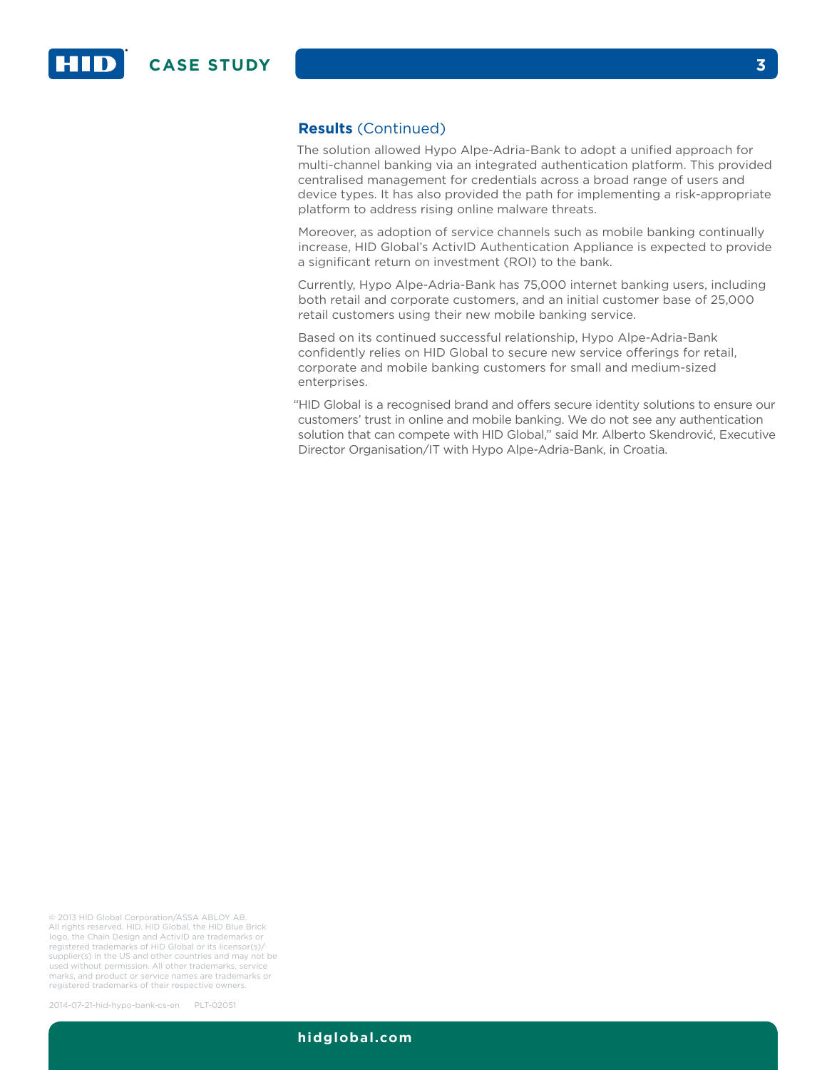## **Results** (Continued)

The solution allowed Hypo Alpe-Adria-Bank to adopt a unified approach for multi-channel banking via an integrated authentication platform. This provided centralised management for credentials across a broad range of users and device types. It has also provided the path for implementing a risk-appropriate platform to address rising online malware threats.

Moreover, as adoption of service channels such as mobile banking continually increase, HID Global's ActivID Authentication Appliance is expected to provide a significant return on investment (ROI) to the bank.

Currently, Hypo Alpe-Adria-Bank has 75,000 internet banking users, including both retail and corporate customers, and an initial customer base of 25,000 retail customers using their new mobile banking service.

Based on its continued successful relationship, Hypo Alpe-Adria-Bank confidently relies on HID Global to secure new service offerings for retail, corporate and mobile banking customers for small and medium-sized enterprises.

"HID Global is a recognised brand and offers secure identity solutions to ensure our customers' trust in online and mobile banking. We do not see any authentication solution that can compete with HID Global," said Mr. Alberto Skendrović, Executive Director Organisation/IT with Hypo Alpe-Adria-Bank, in Croatia.

© 2013 HID Global Corporation/ASSA ABLOY AB. All rights reserved. HID, HID Global, the HID Blue Brick logo, the Chain Design and ActivID are trademarks or registered trademarks of HID Global or its licensor(s)/supplier(s) in the US and other countries and may not be used without permission. All other trademarks, service marks, and product or service names are trademarks or registered trademarks of their respective owners.

2014-07-21-hid-hypo-bank-cs-en PLT-02051

**hidglobal.com**